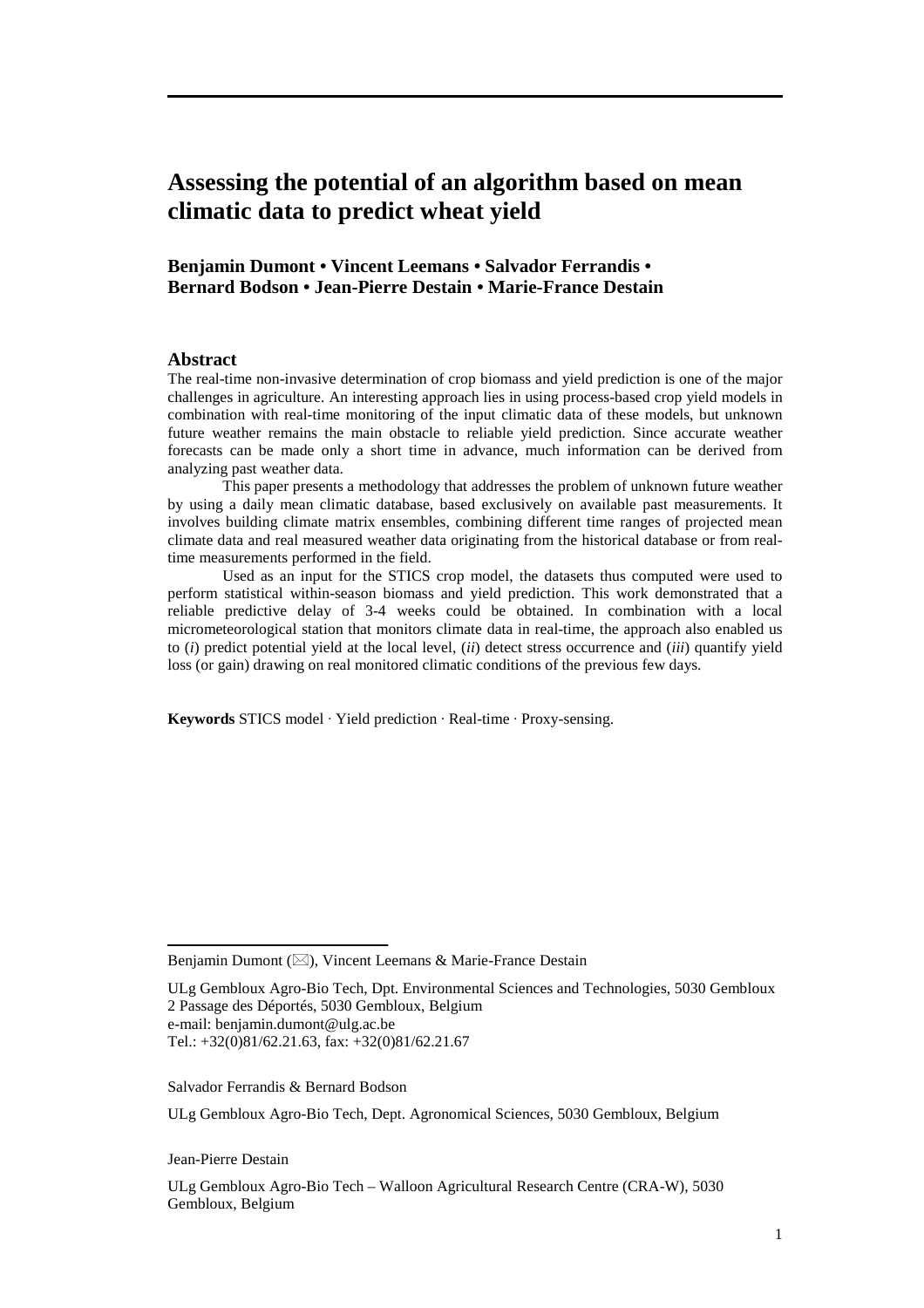# Assessing the potential of an algorithm based on mean climatic data to predict wheat yield

**Benjamin Dumont • Vincent Leemans • Salvador Ferrandis • Bernard Bodson • Jean-Pierre Destain • Marie-France Destain**

## Abstract

The real-time non-invasive determination of crop biomass and yield prediction is one of the major challenges in agriculture. An interesting approach lies in using process-based crop yield models in combination with real-time monitoring of the input climatic data of these models, but unknown future weather remains the main obstacle to reliable yield prediction. Since accurate weather forecasts can be made only a short time in advance, much information can be derived from analyzing past weather data.

This paper presents a methodology that addresses the problem of unknown future weather by using a daily mean climatic database, based exclusively on available past measurements. It involves building climate matrix ensembles, combining different time ranges of projected mean climate data and real measured weather data originating from the historical database or from real-time measurements performed in the field.

Used as an input for the STICS crop model, the datasets thus computed were used to perform statistical within-season biomass and yield prediction. This work demonstrated that a reliable predictive delay of 3-4 weeks could be obtained. In combination with a local micrometeorological station that monitors climate data in real-time, the approach also enabled us to (*i*) predict potential yield at the local level, (*ii*) detect stress occurrence and (*iii*) quantify yield loss (or gain) drawing on real monitored climatic conditions of the previous few days.

**Keywords** STICS model · Yield prediction · Real-time · Proxy-sensing.

---

Benjamin Dumont (✉), Vincent Leemans & Marie-France Destain

ULg Gembloux Agro-Bio Tech, Dpt. Environmental Sciences and Technologies, 5030 Gembloux
2 Passage des Déportés, 5030 Gembloux, Belgium
e-mail: benjamin.dumont@ulg.ac.be
Tel.: +32(0)81/62.21.63, fax: +32(0)81/62.21.67

Salvador Ferrandis & Bernard Bodson

ULg Gembloux Agro-Bio Tech, Dept. Agronomical Sciences, 5030 Gembloux, Belgium

Jean-Pierre Destain

ULg Gembloux Agro-Bio Tech – Walloon Agricultural Research Centre (CRA-W), 5030 Gembloux, Belgium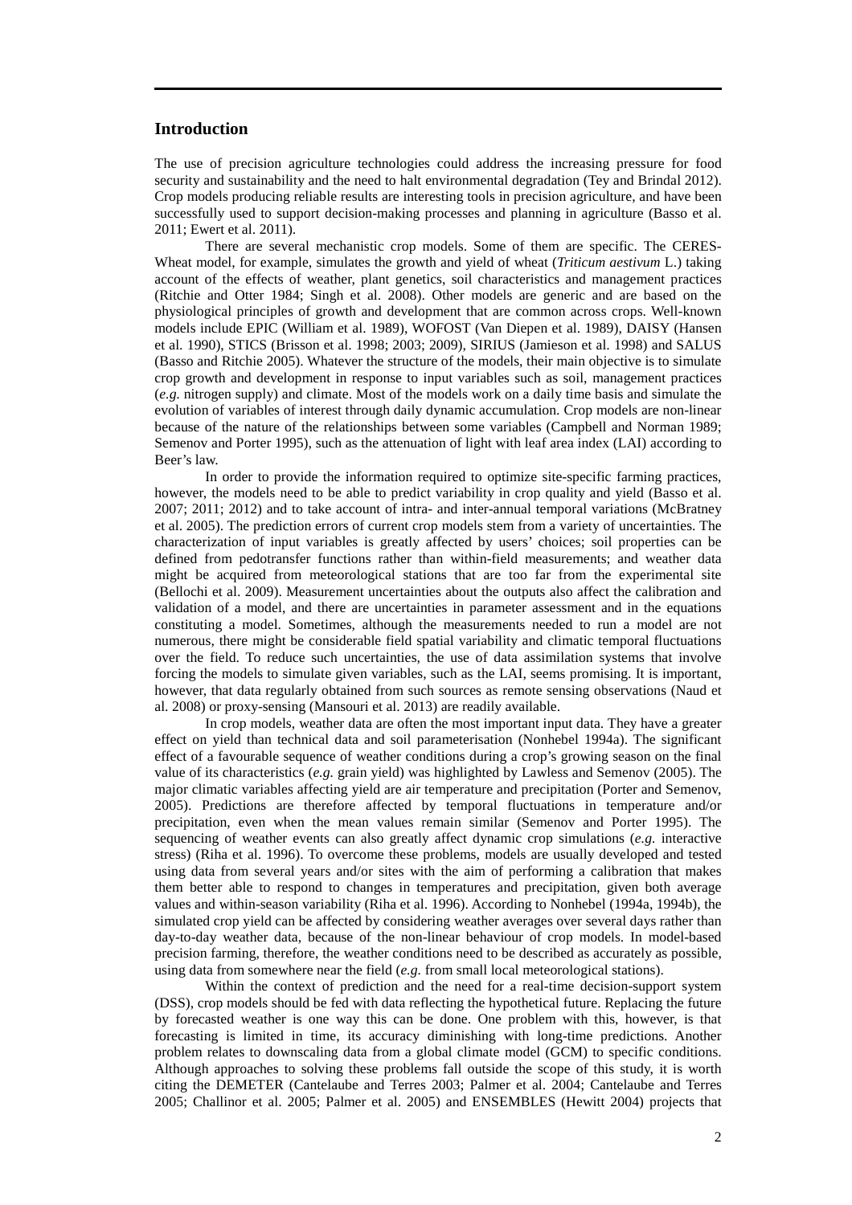## Introduction

The use of precision agriculture technologies could address the increasing pressure for food security and sustainability and the need to halt environmental degradation (Tey and Brindal 2012). Crop models producing reliable results are interesting tools in precision agriculture, and have been successfully used to support decision-making processes and planning in agriculture (Basso et al. 2011; Ewert et al. 2011).

There are several mechanistic crop models. Some of them are specific. The CERES-Wheat model, for example, simulates the growth and yield of wheat (*Triticum aestivum* L.) taking account of the effects of weather, plant genetics, soil characteristics and management practices (Ritchie and Otter 1984; Singh et al. 2008). Other models are generic and are based on the physiological principles of growth and development that are common across crops. Well-known models include EPIC (William et al. 1989), WOFOST (Van Diepen et al. 1989), DAISY (Hansen et al. 1990), STICS (Brisson et al. 1998; 2003; 2009), SIRIUS (Jamieson et al. 1998) and SALUS (Basso and Ritchie 2005). Whatever the structure of the models, their main objective is to simulate crop growth and development in response to input variables such as soil, management practices (*e.g.* nitrogen supply) and climate. Most of the models work on a daily time basis and simulate the evolution of variables of interest through daily dynamic accumulation. Crop models are non-linear because of the nature of the relationships between some variables (Campbell and Norman 1989; Semenov and Porter 1995), such as the attenuation of light with leaf area index (LAI) according to Beer's law.

In order to provide the information required to optimize site-specific farming practices, however, the models need to be able to predict variability in crop quality and yield (Basso et al. 2007; 2011; 2012) and to take account of intra- and inter-annual temporal variations (McBratney et al. 2005). The prediction errors of current crop models stem from a variety of uncertainties. The characterization of input variables is greatly affected by users' choices; soil properties can be defined from pedotransfer functions rather than within-field measurements; and weather data might be acquired from meteorological stations that are too far from the experimental site (Bellochi et al. 2009). Measurement uncertainties about the outputs also affect the calibration and validation of a model, and there are uncertainties in parameter assessment and in the equations constituting a model. Sometimes, although the measurements needed to run a model are not numerous, there might be considerable field spatial variability and climatic temporal fluctuations over the field. To reduce such uncertainties, the use of data assimilation systems that involve forcing the models to simulate given variables, such as the LAI, seems promising. It is important, however, that data regularly obtained from such sources as remote sensing observations (Naud et al. 2008) or proxy-sensing (Mansouri et al. 2013) are readily available.

In crop models, weather data are often the most important input data. They have a greater effect on yield than technical data and soil parameterisation (Nonhebel 1994a). The significant effect of a favourable sequence of weather conditions during a crop's growing season on the final value of its characteristics (*e.g.* grain yield) was highlighted by Lawless and Semenov (2005). The major climatic variables affecting yield are air temperature and precipitation (Porter and Semenov, 2005). Predictions are therefore affected by temporal fluctuations in temperature and/or precipitation, even when the mean values remain similar (Semenov and Porter 1995). The sequencing of weather events can also greatly affect dynamic crop simulations (*e.g.* interactive stress) (Riha et al. 1996). To overcome these problems, models are usually developed and tested using data from several years and/or sites with the aim of performing a calibration that makes them better able to respond to changes in temperatures and precipitation, given both average values and within-season variability (Riha et al. 1996). According to Nonhebel (1994a, 1994b), the simulated crop yield can be affected by considering weather averages over several days rather than day-to-day weather data, because of the non-linear behaviour of crop models. In model-based precision farming, therefore, the weather conditions need to be described as accurately as possible, using data from somewhere near the field (*e.g.* from small local meteorological stations).

Within the context of prediction and the need for a real-time decision-support system (DSS), crop models should be fed with data reflecting the hypothetical future. Replacing the future by forecasted weather is one way this can be done. One problem with this, however, is that forecasting is limited in time, its accuracy diminishing with long-time predictions. Another problem relates to downscaling data from a global climate model (GCM) to specific conditions. Although approaches to solving these problems fall outside the scope of this study, it is worth citing the DEMETER (Cantelaube and Terres 2003; Palmer et al. 2004; Cantelaube and Terres 2005; Challinor et al. 2005; Palmer et al. 2005) and ENSEMBLES (Hewitt 2004) projects that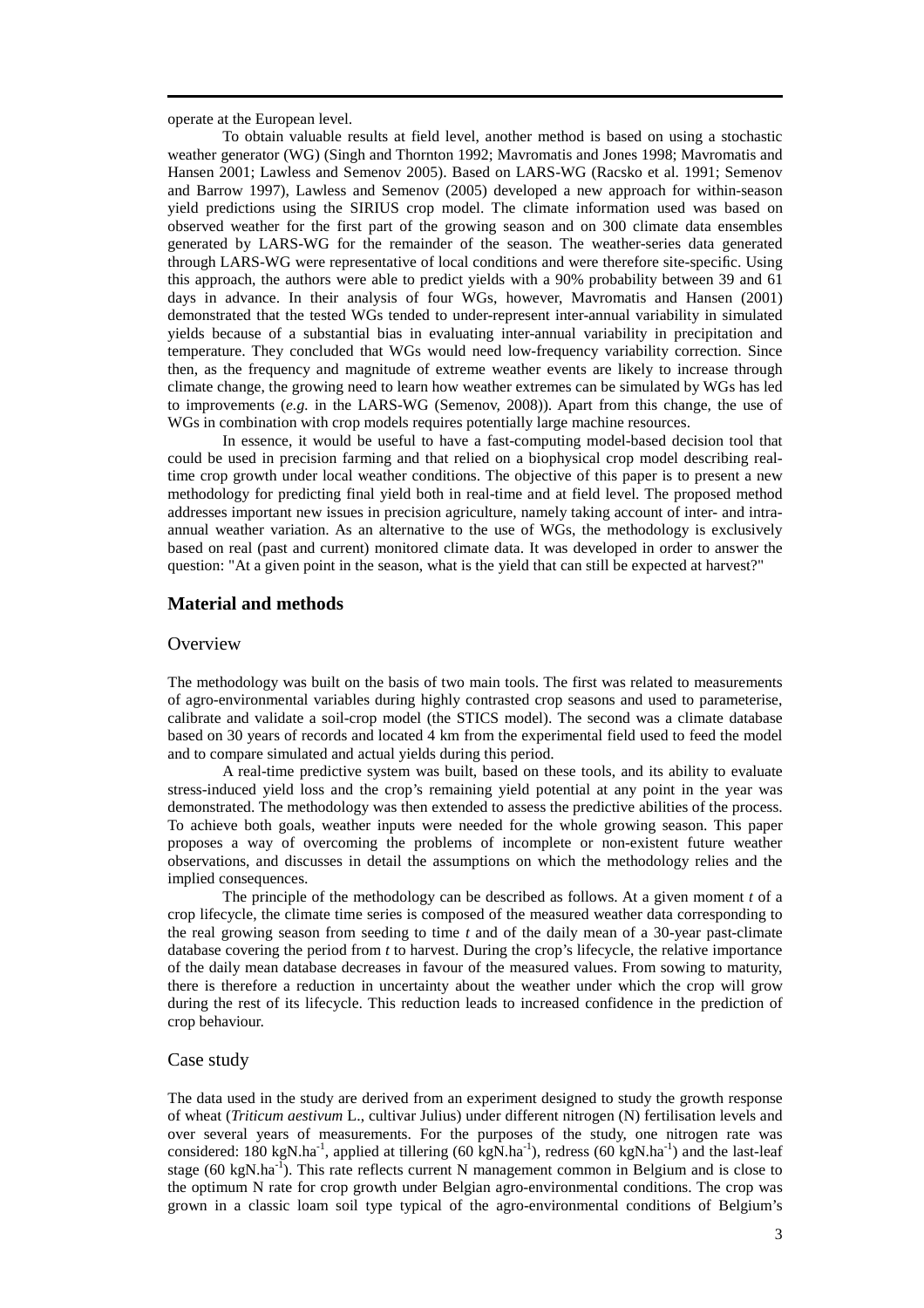operate at the European level.

To obtain valuable results at field level, another method is based on using a stochastic weather generator (WG) (Singh and Thornton 1992; Mavromatis and Jones 1998; Mavromatis and Hansen 2001; Lawless and Semenov 2005). Based on LARS-WG (Racsko et al. 1991; Semenov and Barrow 1997), Lawless and Semenov (2005) developed a new approach for within-season yield predictions using the SIRIUS crop model. The climate information used was based on observed weather for the first part of the growing season and on 300 climate data ensembles generated by LARS-WG for the remainder of the season. The weather-series data generated through LARS-WG were representative of local conditions and were therefore site-specific. Using this approach, the authors were able to predict yields with a 90% probability between 39 and 61 days in advance. In their analysis of four WGs, however, Mavromatis and Hansen (2001) demonstrated that the tested WGs tended to under-represent inter-annual variability in simulated yields because of a substantial bias in evaluating inter-annual variability in precipitation and temperature. They concluded that WGs would need low-frequency variability correction. Since then, as the frequency and magnitude of extreme weather events are likely to increase through climate change, the growing need to learn how weather extremes can be simulated by WGs has led to improvements (*e.g.* in the LARS-WG (Semenov, 2008)). Apart from this change, the use of WGs in combination with crop models requires potentially large machine resources.

In essence, it would be useful to have a fast-computing model-based decision tool that could be used in precision farming and that relied on a biophysical crop model describing real-time crop growth under local weather conditions. The objective of this paper is to present a new methodology for predicting final yield both in real-time and at field level. The proposed method addresses important new issues in precision agriculture, namely taking account of inter- and intra-annual weather variation. As an alternative to the use of WGs, the methodology is exclusively based on real (past and current) monitored climate data. It was developed in order to answer the question: "At a given point in the season, what is the yield that can still be expected at harvest?"

## Material and methods

### Overview

The methodology was built on the basis of two main tools. The first was related to measurements of agro-environmental variables during highly contrasted crop seasons and used to parameterise, calibrate and validate a soil-crop model (the STICS model). The second was a climate database based on 30 years of records and located 4 km from the experimental field used to feed the model and to compare simulated and actual yields during this period.

A real-time predictive system was built, based on these tools, and its ability to evaluate stress-induced yield loss and the crop's remaining yield potential at any point in the year was demonstrated. The methodology was then extended to assess the predictive abilities of the process. To achieve both goals, weather inputs were needed for the whole growing season. This paper proposes a way of overcoming the problems of incomplete or non-existent future weather observations, and discusses in detail the assumptions on which the methodology relies and the implied consequences.

The principle of the methodology can be described as follows. At a given moment *t* of a crop lifecycle, the climate time series is composed of the measured weather data corresponding to the real growing season from seeding to time *t* and of the daily mean of a 30-year past-climate database covering the period from *t* to harvest. During the crop's lifecycle, the relative importance of the daily mean database decreases in favour of the measured values. From sowing to maturity, there is therefore a reduction in uncertainty about the weather under which the crop will grow during the rest of its lifecycle. This reduction leads to increased confidence in the prediction of crop behaviour.

### Case study

The data used in the study are derived from an experiment designed to study the growth response of wheat (*Triticum aestivum* L., cultivar Julius) under different nitrogen (N) fertilisation levels and over several years of measurements. For the purposes of the study, one nitrogen rate was considered: 180 $kgN.ha^{-1}$, applied at tillering (60 $kgN.ha^{-1}$), redress (60 $kgN.ha^{-1}$) and the last-leaf stage (60 $kgN.ha^{-1}$). This rate reflects current N management common in Belgium and is close to the optimum N rate for crop growth under Belgian agro-environmental conditions. The crop was grown in a classic loam soil type typical of the agro-environmental conditions of Belgium's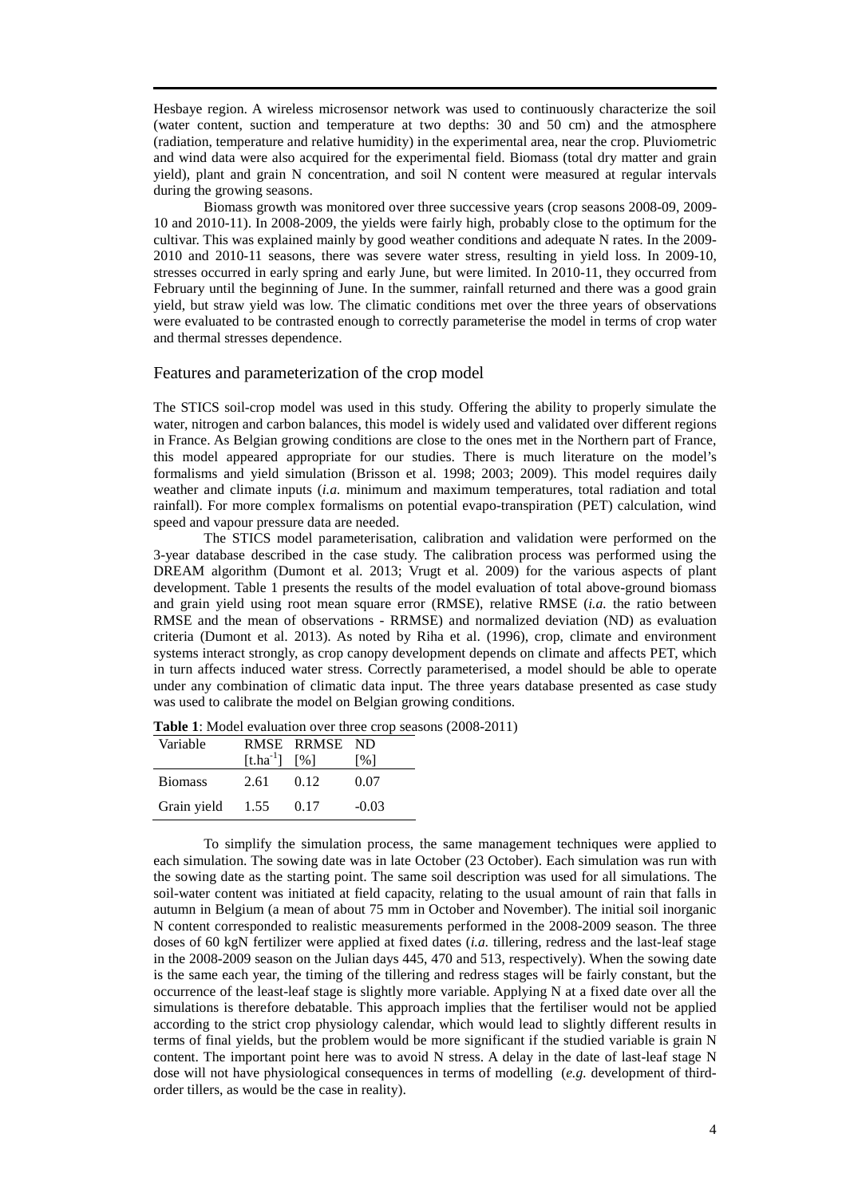Hesbaye region. A wireless microsensor network was used to continuously characterize the soil (water content, suction and temperature at two depths: 30 and 50 cm) and the atmosphere (radiation, temperature and relative humidity) in the experimental area, near the crop. Pluviometric and wind data were also acquired for the experimental field. Biomass (total dry matter and grain yield), plant and grain N concentration, and soil N content were measured at regular intervals during the growing seasons.

Biomass growth was monitored over three successive years (crop seasons 2008-09, 2009-10 and 2010-11). In 2008-2009, the yields were fairly high, probably close to the optimum for the cultivar. This was explained mainly by good weather conditions and adequate N rates. In the 2009-2010 and 2010-11 seasons, there was severe water stress, resulting in yield loss. In 2009-10, stresses occurred in early spring and early June, but were limited. In 2010-11, they occurred from February until the beginning of June. In the summer, rainfall returned and there was a good grain yield, but straw yield was low. The climatic conditions met over the three years of observations were evaluated to be contrasted enough to correctly parameterise the model in terms of crop water and thermal stresses dependence.

## Features and parameterization of the crop model

The STICS soil-crop model was used in this study. Offering the ability to properly simulate the water, nitrogen and carbon balances, this model is widely used and validated over different regions in France. As Belgian growing conditions are close to the ones met in the Northern part of France, this model appeared appropriate for our studies. There is much literature on the model's formalisms and yield simulation (Brisson et al. 1998; 2003; 2009). This model requires daily weather and climate inputs (*i.a.* minimum and maximum temperatures, total radiation and total rainfall). For more complex formalisms on potential evapo-transpiration (PET) calculation, wind speed and vapour pressure data are needed.

The STICS model parameterisation, calibration and validation were performed on the 3-year database described in the case study. The calibration process was performed using the DREAM algorithm (Dumont et al. 2013; Vrugt et al. 2009) for the various aspects of plant development. Table 1 presents the results of the model evaluation of total above-ground biomass and grain yield using root mean square error (RMSE), relative RMSE (*i.a.* the ratio between RMSE and the mean of observations - RRMSE) and normalized deviation (ND) as evaluation criteria (Dumont et al. 2013). As noted by Riha et al. (1996), crop, climate and environment systems interact strongly, as crop canopy development depends on climate and affects PET, which in turn affects induced water stress. Correctly parameterised, a model should be able to operate under any combination of climatic data input. The three years database presented as case study was used to calibrate the model on Belgian growing conditions.

**Table 1**: Model evaluation over three crop seasons (2008-2011)

| Variable | RMSE $[t.ha^{-1}]$ | RRMSE [%] | ND [%] |
|---|---|---|---|
| Biomass | 2.61 | 0.12 | 0.07 |
| Grain yield | 1.55 | 0.17 | -0.03 |

To simplify the simulation process, the same management techniques were applied to each simulation. The sowing date was in late October (23 October). Each simulation was run with the sowing date as the starting point. The same soil description was used for all simulations. The soil-water content was initiated at field capacity, relating to the usual amount of rain that falls in autumn in Belgium (a mean of about 75 mm in October and November). The initial soil inorganic N content corresponded to realistic measurements performed in the 2008-2009 season. The three doses of 60 kgN fertilizer were applied at fixed dates (*i.a.* tillering, redress and the last-leaf stage in the 2008-2009 season on the Julian days 445, 470 and 513, respectively). When the sowing date is the same each year, the timing of the tillering and redress stages will be fairly constant, but the occurrence of the least-leaf stage is slightly more variable. Applying N at a fixed date over all the simulations is therefore debatable. This approach implies that the fertiliser would not be applied according to the strict crop physiology calendar, which would lead to slightly different results in terms of final yields, but the problem would be more significant if the studied variable is grain N content. The important point here was to avoid N stress. A delay in the date of last-leaf stage N dose will not have physiological consequences in terms of modelling (*e.g.* development of third-order tillers, as would be the case in reality).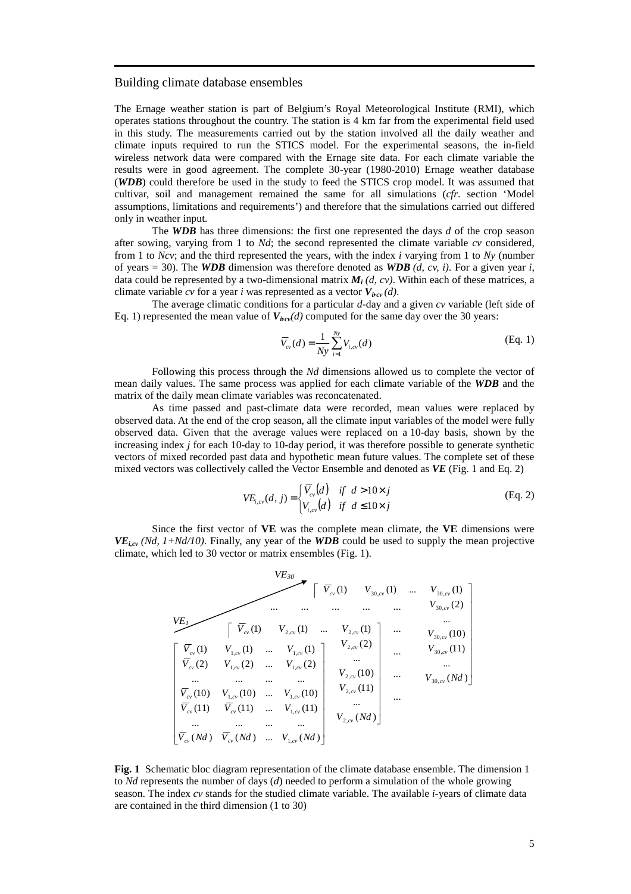## Building climate database ensembles

The Ernage weather station is part of Belgium's Royal Meteorological Institute (RMI), which operates stations throughout the country. The station is 4 km far from the experimental field used in this study. The measurements carried out by the station involved all the daily weather and climate inputs required to run the STICS model. For the experimental seasons, the in-field wireless network data were compared with the Ernage site data. For each climate variable the results were in good agreement. The complete 30-year (1980-2010) Ernage weather database (***WDB***) could therefore be used in the study to feed the STICS crop model. It was assumed that cultivar, soil and management remained the same for all simulations (*cfr.* section 'Model assumptions, limitations and requirements') and therefore that the simulations carried out differed only in weather input.

The ***WDB*** has three dimensions: the first one represented the days $d$ of the crop season after sowing, varying from 1 to $Nd$; the second represented the climate variable $cv$ considered, from 1 to $Ncv$; and the third represented the years, with the index $i$ varying from 1 to $Ny$ (number of years = 30). The ***WDB*** dimension was therefore denoted as $\boldsymbol{WDB}\,(d, cv, i)$. For a given year $i$, data could be represented by a two-dimensional matrix $\boldsymbol{M_i}\,(d, cv)$. Within each of these matrices, a climate variable $cv$ for a year $i$ was represented as a vector $\boldsymbol{V_{i,cv}}\,(d)$.

The average climatic conditions for a particular $d$-day and a given $cv$ variable (left side of Eq. 1) represented the mean value of $\boldsymbol{V_{i,cv}}(d)$ computed for the same day over the 30 years:

$$\overline{V}_{cv}(d) = \frac{1}{Ny}\sum_{i=1}^{Ny} V_{i,cv}(d) \qquad \text{(Eq. 1)}$$

Following this process through the $Nd$ dimensions allowed us to complete the vector of mean daily values. The same process was applied for each climate variable of the ***WDB*** and the matrix of the daily mean climate variables was reconcatenated.

As time passed and past-climate data were recorded, mean values were replaced by observed data. At the end of the crop season, all the climate input variables of the model were fully observed data. Given that the average values were replaced on a 10-day basis, shown by the increasing index $j$ for each 10-day to 10-day period, it was therefore possible to generate synthetic vectors of mixed recorded past data and hypothetic mean future values. The complete set of these mixed vectors was collectively called the Vector Ensemble and denoted as ***VE*** (Fig. 1 and Eq. 2)

$$VE_{i,cv}(d, j) = \begin{cases} \overline{V}_{cv}(d) & if \;\; d > 10 \times j \\ V_{i,cv}(d) & if \;\; d \leq 10 \times j \end{cases} \qquad \text{(Eq. 2)}$$

Since the first vector of **VE** was the complete mean climate, the **VE** dimensions were $\boldsymbol{VE_{i,cv}}\,(Nd, 1+Nd/10)$. Finally, any year of the ***WDB*** could be used to supply the mean projective climate, which led to 30 vector or matrix ensembles (Fig. 1).

$VE_1$:

$$\begin{bmatrix} \overline{V}_{cv}(1) & V_{1,cv}(1) & \ldots & V_{1,cv}(1) \\ \overline{V}_{cv}(2) & V_{1,cv}(2) & \ldots & V_{1,cv}(2) \\ \ldots & \ldots & \ldots & \ldots \\ \overline{V}_{cv}(10) & V_{1,cv}(10) & \ldots & V_{1,cv}(10) \\ \overline{V}_{cv}(11) & \overline{V}_{cv}(11) & \ldots & V_{1,cv}(11) \\ \ldots & \ldots & \ldots & \ldots \\ \overline{V}_{cv}(Nd) & \overline{V}_{cv}(Nd) & \ldots & V_{1,cv}(Nd) \end{bmatrix}$$

$$\begin{bmatrix} \overline{V}_{cv}(1) & V_{2,cv}(1) & \ldots & V_{2,cv}(1) \\ & & & V_{2,cv}(2) \\ & & & \ldots \\ & & & V_{2,cv}(10) \\ & & & V_{2,cv}(11) \\ & & & \ldots \\ & & & V_{2,cv}(Nd) \end{bmatrix} \quad \ldots$$

$VE_{30}$:

$$\begin{bmatrix} \overline{V}_{cv}(1) & V_{30,cv}(1) & \ldots & V_{30,cv}(1) \\ & & & V_{30,cv}(2) \\ & & & \ldots \\ & & & V_{30,cv}(10) \\ & & & V_{30,cv}(11) \\ & & & \ldots \\ & & & V_{30,cv}(Nd) \end{bmatrix}$$

**Fig. 1** Schematic bloc diagram representation of the climate database ensemble. The dimension 1 to $Nd$ represents the number of days ($d$) needed to perform a simulation of the whole growing season. The index $cv$ stands for the studied climate variable. The available $i$-years of climate data are contained in the third dimension (1 to 30)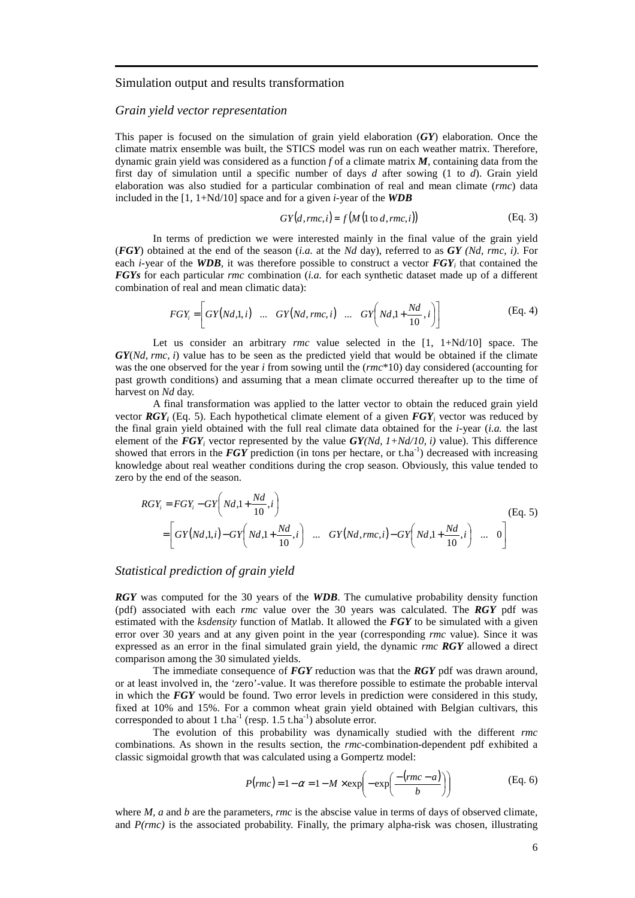## Simulation output and results transformation

### *Grain yield vector representation*

This paper is focused on the simulation of grain yield elaboration (***GY***) elaboration. Once the climate matrix ensemble was built, the STICS model was run on each weather matrix. Therefore, dynamic grain yield was considered as a function *f* of a climate matrix ***M***, containing data from the first day of simulation until a specific number of days *d* after sowing (1 to *d*). Grain yield elaboration was also studied for a particular combination of real and mean climate (*rmc*) data included in the [1, 1+Nd/10] space and for a given *i*-year of the ***WDB***

$$GY(d, rmc, i) = f\left(M\left(1 \text{ to } d, rmc, i\right)\right) \qquad \text{(Eq. 3)}$$

In terms of prediction we were interested mainly in the final value of the grain yield (***FGY***) obtained at the end of the season (*i.a.* at the *Nd* day), referred to as ***GY** (Nd, rmc, i)*. For each *i*-year of the ***WDB***, it was therefore possible to construct a vector $FGY_i$ that contained the ***FGYs*** for each particular *rmc* combination (*i.a.* for each synthetic dataset made up of a different combination of real and mean climatic data):

$$FGY_i = \left[ GY(Nd,1,i) \quad \ldots \quad GY(Nd, rmc, i) \quad \ldots \quad GY\left(Nd, 1+\frac{Nd}{10}, i\right) \right] \qquad \text{(Eq. 4)}$$

Let us consider an arbitrary *rmc* value selected in the [1, 1+Nd/10] space. The ***GY***(*Nd, rmc, i*) value has to be seen as the predicted yield that would be obtained if the climate was the one observed for the year *i* from sowing until the (*rmc*\*10) day considered (accounting for past growth conditions) and assuming that a mean climate occurred thereafter up to the time of harvest on *Nd* day.

A final transformation was applied to the latter vector to obtain the reduced grain yield vector $RGY_i$ (Eq. 5). Each hypothetical climate element of a given $FGY_i$ vector was reduced by the final grain yield obtained with the full real climate data obtained for the *i*-year (*i.a.* the last element of the $FGY_i$ vector represented by the value $GY(Nd, 1+Nd/10, i)$ value). This difference showed that errors in the ***FGY*** prediction (in tons per hectare, or t.ha$^{-1}$) decreased with increasing knowledge about real weather conditions during the crop season. Obviously, this value tended to zero by the end of the season.

$$\begin{aligned} RGY_i &= FGY_i - GY\left(Nd, 1+\frac{Nd}{10}, i\right) \\ &= \left[ GY(Nd,1,i) - GY\left(Nd, 1+\frac{Nd}{10}, i\right) \quad \ldots \quad GY(Nd, rmc, i) - GY\left(Nd, 1+\frac{Nd}{10}, i\right) \quad \ldots \quad 0 \right] \end{aligned} \qquad \text{(Eq. 5)}$$

### *Statistical prediction of grain yield*

***RGY*** was computed for the 30 years of the ***WDB***. The cumulative probability density function (pdf) associated with each *rmc* value over the 30 years was calculated. The ***RGY*** pdf was estimated with the *ksdensity* function of Matlab. It allowed the ***FGY*** to be simulated with a given error over 30 years and at any given point in the year (corresponding *rmc* value). Since it was expressed as an error in the final simulated grain yield, the dynamic *rmc* ***RGY*** allowed a direct comparison among the 30 simulated yields.

The immediate consequence of ***FGY*** reduction was that the ***RGY*** pdf was drawn around, or at least involved in, the 'zero'-value. It was therefore possible to estimate the probable interval in which the ***FGY*** would be found. Two error levels in prediction were considered in this study, fixed at 10% and 15%. For a common wheat grain yield obtained with Belgian cultivars, this corresponded to about 1 t.ha$^{-1}$ (resp. 1.5 t.ha$^{-1}$) absolute error.

The evolution of this probability was dynamically studied with the different *rmc* combinations. As shown in the results section, the *rmc*-combination-dependent pdf exhibited a classic sigmoidal growth that was calculated using a Gompertz model:

$$P(rmc) = 1 - \alpha = 1 - M \times \exp\left(-\exp\left(\frac{-(rmc - a)}{b}\right)\right) \qquad \text{(Eq. 6)}$$

where *M*, *a* and *b* are the parameters, *rmc* is the abscise value in terms of days of observed climate, and *P(rmc)* is the associated probability. Finally, the primary alpha-risk was chosen, illustrating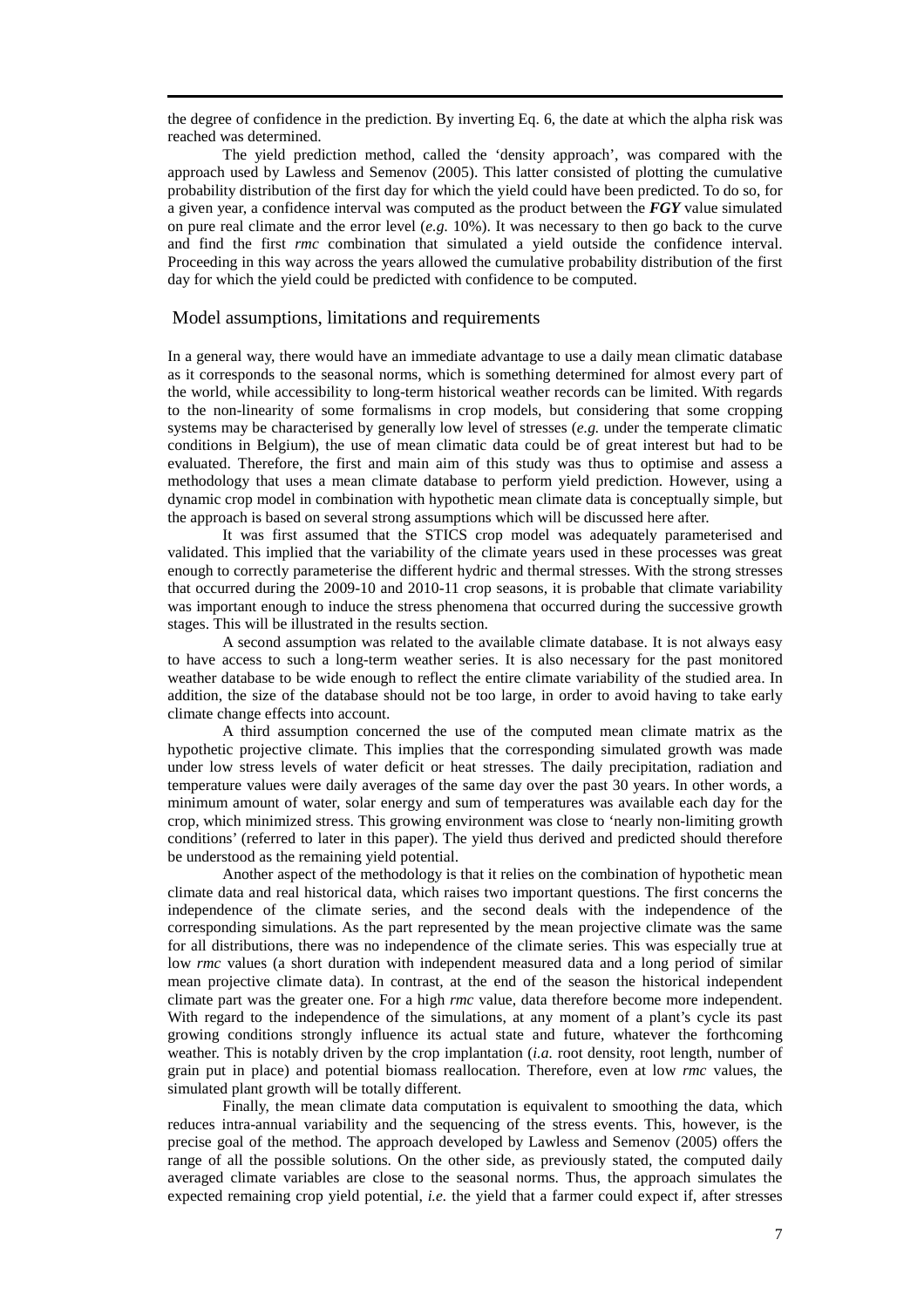the degree of confidence in the prediction. By inverting Eq. 6, the date at which the alpha risk was reached was determined.

The yield prediction method, called the 'density approach', was compared with the approach used by Lawless and Semenov (2005). This latter consisted of plotting the cumulative probability distribution of the first day for which the yield could have been predicted. To do so, for a given year, a confidence interval was computed as the product between the ***FGY*** value simulated on pure real climate and the error level (*e.g.* 10%). It was necessary to then go back to the curve and find the first *rmc* combination that simulated a yield outside the confidence interval. Proceeding in this way across the years allowed the cumulative probability distribution of the first day for which the yield could be predicted with confidence to be computed.

## Model assumptions, limitations and requirements

In a general way, there would have an immediate advantage to use a daily mean climatic database as it corresponds to the seasonal norms, which is something determined for almost every part of the world, while accessibility to long-term historical weather records can be limited. With regards to the non-linearity of some formalisms in crop models, but considering that some cropping systems may be characterised by generally low level of stresses (*e.g.* under the temperate climatic conditions in Belgium), the use of mean climatic data could be of great interest but had to be evaluated. Therefore, the first and main aim of this study was thus to optimise and assess a methodology that uses a mean climate database to perform yield prediction. However, using a dynamic crop model in combination with hypothetic mean climate data is conceptually simple, but the approach is based on several strong assumptions which will be discussed here after.

It was first assumed that the STICS crop model was adequately parameterised and validated. This implied that the variability of the climate years used in these processes was great enough to correctly parameterise the different hydric and thermal stresses. With the strong stresses that occurred during the 2009-10 and 2010-11 crop seasons, it is probable that climate variability was important enough to induce the stress phenomena that occurred during the successive growth stages. This will be illustrated in the results section.

A second assumption was related to the available climate database. It is not always easy to have access to such a long-term weather series. It is also necessary for the past monitored weather database to be wide enough to reflect the entire climate variability of the studied area. In addition, the size of the database should not be too large, in order to avoid having to take early climate change effects into account.

A third assumption concerned the use of the computed mean climate matrix as the hypothetic projective climate. This implies that the corresponding simulated growth was made under low stress levels of water deficit or heat stresses. The daily precipitation, radiation and temperature values were daily averages of the same day over the past 30 years. In other words, a minimum amount of water, solar energy and sum of temperatures was available each day for the crop, which minimized stress. This growing environment was close to 'nearly non-limiting growth conditions' (referred to later in this paper). The yield thus derived and predicted should therefore be understood as the remaining yield potential.

Another aspect of the methodology is that it relies on the combination of hypothetic mean climate data and real historical data, which raises two important questions. The first concerns the independence of the climate series, and the second deals with the independence of the corresponding simulations. As the part represented by the mean projective climate was the same for all distributions, there was no independence of the climate series. This was especially true at low *rmc* values (a short duration with independent measured data and a long period of similar mean projective climate data). In contrast, at the end of the season the historical independent climate part was the greater one. For a high *rmc* value, data therefore become more independent. With regard to the independence of the simulations, at any moment of a plant's cycle its past growing conditions strongly influence its actual state and future, whatever the forthcoming weather. This is notably driven by the crop implantation (*i.a.* root density, root length, number of grain put in place) and potential biomass reallocation. Therefore, even at low *rmc* values, the simulated plant growth will be totally different.

Finally, the mean climate data computation is equivalent to smoothing the data, which reduces intra-annual variability and the sequencing of the stress events. This, however, is the precise goal of the method. The approach developed by Lawless and Semenov (2005) offers the range of all the possible solutions. On the other side, as previously stated, the computed daily averaged climate variables are close to the seasonal norms. Thus, the approach simulates the expected remaining crop yield potential, *i.e.* the yield that a farmer could expect if, after stresses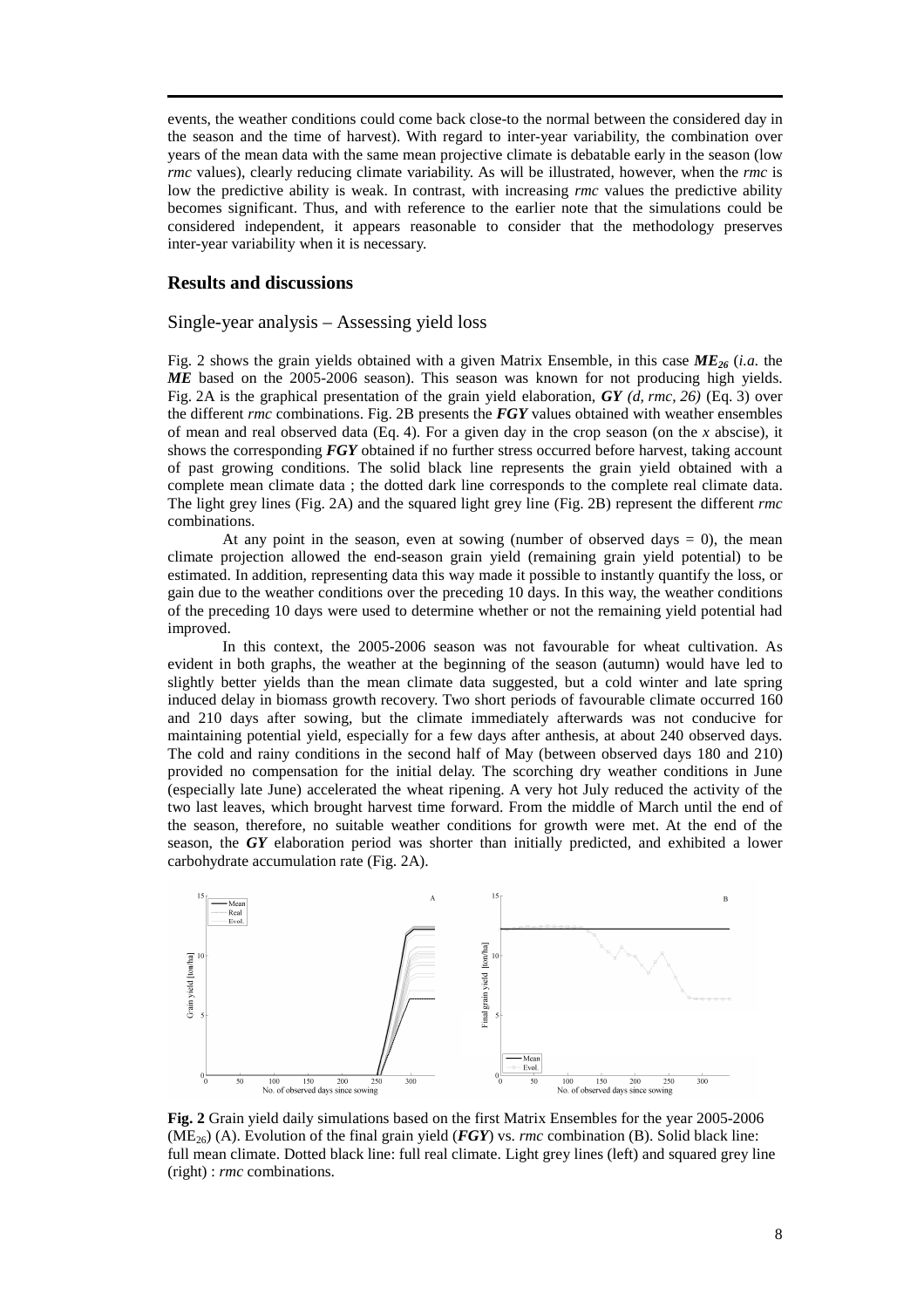events, the weather conditions could come back close-to the normal between the considered day in the season and the time of harvest). With regard to inter-year variability, the combination over years of the mean data with the same mean projective climate is debatable early in the season (low *rmc* values), clearly reducing climate variability. As will be illustrated, however, when the *rmc* is low the predictive ability is weak. In contrast, with increasing *rmc* values the predictive ability becomes significant. Thus, and with reference to the earlier note that the simulations could be considered independent, it appears reasonable to consider that the methodology preserves inter-year variability when it is necessary.

## Results and discussions

### Single-year analysis – Assessing yield loss

Fig. 2 shows the grain yields obtained with a given Matrix Ensemble, in this case $\boldsymbol{ME_{26}}$ (*i.a.* the ***ME*** based on the 2005-2006 season). This season was known for not producing high yields. Fig. 2A is the graphical presentation of the grain yield elaboration, ***GY*** *(d, rmc, 26)* (Eq. 3) over the different *rmc* combinations. Fig. 2B presents the ***FGY*** values obtained with weather ensembles of mean and real observed data (Eq. 4). For a given day in the crop season (on the *x* abscise), it shows the corresponding ***FGY*** obtained if no further stress occurred before harvest, taking account of past growing conditions. The solid black line represents the grain yield obtained with a complete mean climate data ; the dotted dark line corresponds to the complete real climate data. The light grey lines (Fig. 2A) and the squared light grey line (Fig. 2B) represent the different *rmc* combinations.

At any point in the season, even at sowing (number of observed days = 0), the mean climate projection allowed the end-season grain yield (remaining grain yield potential) to be estimated. In addition, representing data this way made it possible to instantly quantify the loss, or gain due to the weather conditions over the preceding 10 days. In this way, the weather conditions of the preceding 10 days were used to determine whether or not the remaining yield potential had improved.

In this context, the 2005-2006 season was not favourable for wheat cultivation. As evident in both graphs, the weather at the beginning of the season (autumn) would have led to slightly better yields than the mean climate data suggested, but a cold winter and late spring induced delay in biomass growth recovery. Two short periods of favourable climate occurred 160 and 210 days after sowing, but the climate immediately afterwards was not conducive for maintaining potential yield, especially for a few days after anthesis, at about 240 observed days. The cold and rainy conditions in the second half of May (between observed days 180 and 210) provided no compensation for the initial delay. The scorching dry weather conditions in June (especially late June) accelerated the wheat ripening. A very hot July reduced the activity of the two last leaves, which brought harvest time forward. From the middle of March until the end of the season, therefore, no suitable weather conditions for growth were met. At the end of the season, the ***GY*** elaboration period was shorter than initially predicted, and exhibited a lower carbohydrate accumulation rate (Fig. 2A).

**Fig. 2** Grain yield daily simulations based on the first Matrix Ensembles for the year 2005-2006 ($ME_{26}$) (A). Evolution of the final grain yield (***FGY***) vs. *rmc* combination (B). Solid black line: full mean climate. Dotted black line: full real climate. Light grey lines (left) and squared grey line (right) : *rmc* combinations.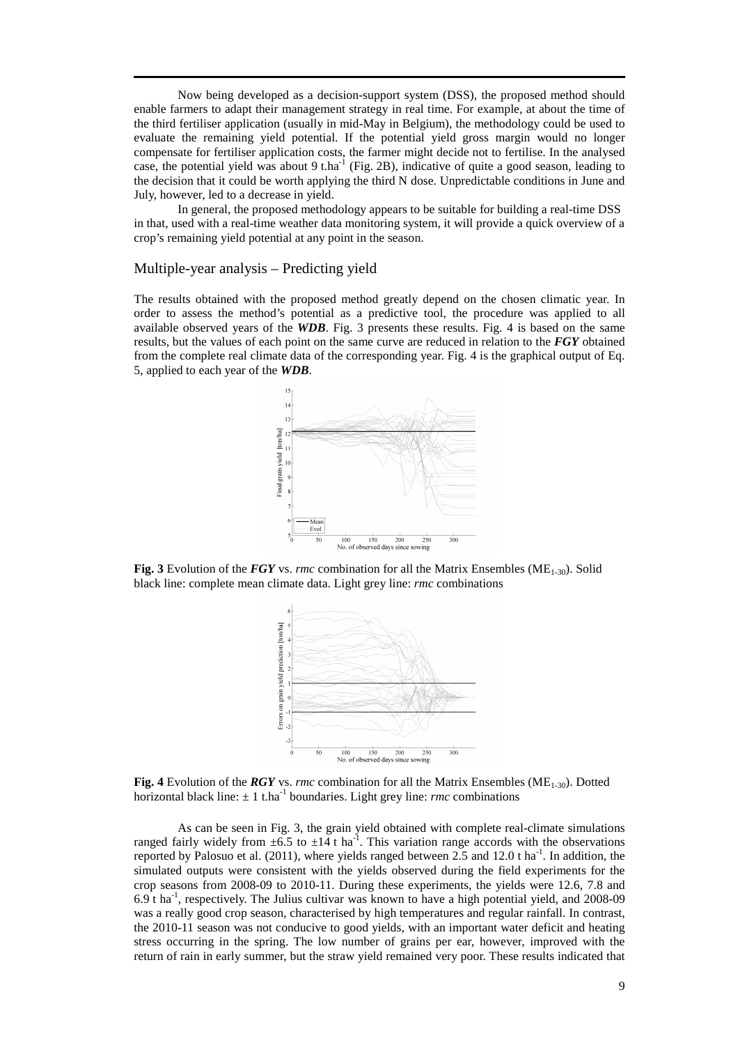Now being developed as a decision-support system (DSS), the proposed method should enable farmers to adapt their management strategy in real time. For example, at about the time of the third fertiliser application (usually in mid-May in Belgium), the methodology could be used to evaluate the remaining yield potential. If the potential yield gross margin would no longer compensate for fertiliser application costs, the farmer might decide not to fertilise. In the analysed case, the potential yield was about 9 t.ha$^{-1}$ (Fig. 2B), indicative of quite a good season, leading to the decision that it could be worth applying the third N dose. Unpredictable conditions in June and July, however, led to a decrease in yield.

In general, the proposed methodology appears to be suitable for building a real-time DSS in that, used with a real-time weather data monitoring system, it will provide a quick overview of a crop's remaining yield potential at any point in the season.

## Multiple-year analysis – Predicting yield

The results obtained with the proposed method greatly depend on the chosen climatic year. In order to assess the method's potential as a predictive tool, the procedure was applied to all available observed years of the ***WDB***. Fig. 3 presents these results. Fig. 4 is based on the same results, but the values of each point on the same curve are reduced in relation to the ***FGY*** obtained from the complete real climate data of the corresponding year. Fig. 4 is the graphical output of Eq. 5, applied to each year of the ***WDB***.

**Fig. 3** Evolution of the ***FGY*** vs. *rmc* combination for all the Matrix Ensembles ($ME_{1-30}$). Solid black line: complete mean climate data. Light grey line: *rmc* combinations

**Fig. 4** Evolution of the ***RGY*** vs. *rmc* combination for all the Matrix Ensembles ($ME_{1-30}$). Dotted horizontal black line: $\pm$ 1 t.ha$^{-1}$ boundaries. Light grey line: *rmc* combinations

As can be seen in Fig. 3, the grain yield obtained with complete real-climate simulations ranged fairly widely from $\pm$6.5 to $\pm$14 t ha$^{-1}$. This variation range accords with the observations reported by Palosuo et al. (2011), where yields ranged between 2.5 and 12.0 t ha$^{-1}$. In addition, the simulated outputs were consistent with the yields observed during the field experiments for the crop seasons from 2008-09 to 2010-11. During these experiments, the yields were 12.6, 7.8 and 6.9 t ha$^{-1}$, respectively. The Julius cultivar was known to have a high potential yield, and 2008-09 was a really good crop season, characterised by high temperatures and regular rainfall. In contrast, the 2010-11 season was not conducive to good yields, with an important water deficit and heating stress occurring in the spring. The low number of grains per ear, however, improved with the return of rain in early summer, but the straw yield remained very poor. These results indicated that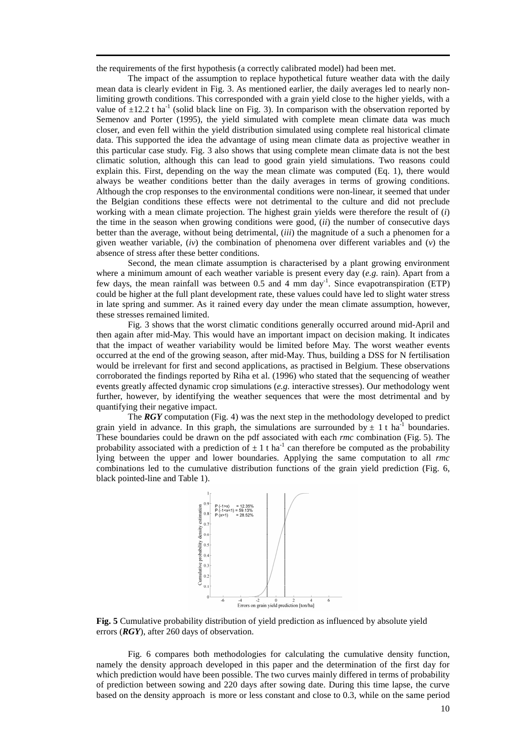the requirements of the first hypothesis (a correctly calibrated model) had been met.

The impact of the assumption to replace hypothetical future weather data with the daily mean data is clearly evident in Fig. 3. As mentioned earlier, the daily averages led to nearly non-limiting growth conditions. This corresponded with a grain yield close to the higher yields, with a value of $\pm 12.2$ t ha$^{-1}$ (solid black line on Fig. 3). In comparison with the observation reported by Semenov and Porter (1995), the yield simulated with complete mean climate data was much closer, and even fell within the yield distribution simulated using complete real historical climate data. This supported the idea the advantage of using mean climate data as projective weather in this particular case study. Fig. 3 also shows that using complete mean climate data is not the best climatic solution, although this can lead to good grain yield simulations. Two reasons could explain this. First, depending on the way the mean climate was computed (Eq. 1), there would always be weather conditions better than the daily averages in terms of growing conditions. Although the crop responses to the environmental conditions were non-linear, it seemed that under the Belgian conditions these effects were not detrimental to the culture and did not preclude working with a mean climate projection. The highest grain yields were therefore the result of (*i*) the time in the season when growing conditions were good, (*ii*) the number of consecutive days better than the average, without being detrimental, (*iii*) the magnitude of a such a phenomen for a given weather variable, (*iv*) the combination of phenomena over different variables and (*v*) the absence of stress after these better conditions.

Second, the mean climate assumption is characterised by a plant growing environment where a minimum amount of each weather variable is present every day (*e.g.* rain). Apart from a few days, the mean rainfall was between 0.5 and 4 mm day$^{-1}$. Since evapotranspiration (ETP) could be higher at the full plant development rate, these values could have led to slight water stress in late spring and summer. As it rained every day under the mean climate assumption, however, these stresses remained limited.

Fig. 3 shows that the worst climatic conditions generally occurred around mid-April and then again after mid-May. This would have an important impact on decision making. It indicates that the impact of weather variability would be limited before May. The worst weather events occurred at the end of the growing season, after mid-May. Thus, building a DSS for N fertilisation would be irrelevant for first and second applications, as practised in Belgium. These observations corroborated the findings reported by Riha et al. (1996) who stated that the sequencing of weather events greatly affected dynamic crop simulations (*e.g.* interactive stresses). Our methodology went further, however, by identifying the weather sequences that were the most detrimental and by quantifying their negative impact.

The ***RGY*** computation (Fig. 4) was the next step in the methodology developed to predict grain yield in advance. In this graph, the simulations are surrounded by $\pm$ 1 t ha$^{-1}$ boundaries. These boundaries could be drawn on the pdf associated with each *rmc* combination (Fig. 5). The probability associated with a prediction of $\pm$ 1 t ha$^{-1}$ can therefore be computed as the probability lying between the upper and lower boundaries. Applying the same computation to all *rmc* combinations led to the cumulative distribution functions of the grain yield prediction (Fig. 6, black pointed-line and Table 1).

**Fig. 5** Cumulative probability distribution of yield prediction as influenced by absolute yield errors (***RGY***), after 260 days of observation.

Fig. 6 compares both methodologies for calculating the cumulative density function, namely the density approach developed in this paper and the determination of the first day for which prediction would have been possible. The two curves mainly differed in terms of probability of prediction between sowing and 220 days after sowing date. During this time lapse, the curve based on the density approach is more or less constant and close to 0.3, while on the same period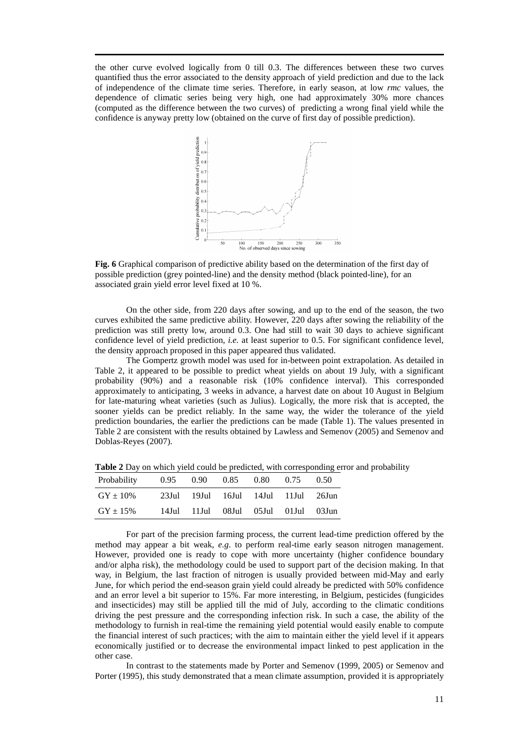the other curve evolved logically from 0 till 0.3. The differences between these two curves quantified thus the error associated to the density approach of yield prediction and due to the lack of independence of the climate time series. Therefore, in early season, at low *rmc* values, the dependence of climatic series being very high, one had approximately 30% more chances (computed as the difference between the two curves) of predicting a wrong final yield while the confidence is anyway pretty low (obtained on the curve of first day of possible prediction).

**Fig. 6** Graphical comparison of predictive ability based on the determination of the first day of possible prediction (grey pointed-line) and the density method (black pointed-line), for an associated grain yield error level fixed at 10 %.

On the other side, from 220 days after sowing, and up to the end of the season, the two curves exhibited the same predictive ability. However, 220 days after sowing the reliability of the prediction was still pretty low, around 0.3. One had still to wait 30 days to achieve significant confidence level of yield prediction, *i.e.* at least superior to 0.5. For significant confidence level, the density approach proposed in this paper appeared thus validated.

The Gompertz growth model was used for in-between point extrapolation. As detailed in Table 2, it appeared to be possible to predict wheat yields on about 19 July, with a significant probability (90%) and a reasonable risk (10% confidence interval). This corresponded approximately to anticipating, 3 weeks in advance, a harvest date on about 10 August in Belgium for late-maturing wheat varieties (such as Julius). Logically, the more risk that is accepted, the sooner yields can be predict reliably. In the same way, the wider the tolerance of the yield prediction boundaries, the earlier the predictions can be made (Table 1). The values presented in Table 2 are consistent with the results obtained by Lawless and Semenov (2005) and Semenov and Doblas-Reyes (2007).

**Table 2** Day on which yield could be predicted, with corresponding error and probability

| Probability | 0.95 | 0.90 | 0.85 | 0.80 | 0.75 | 0.50 |
|---|---|---|---|---|---|---|
| GY ± 10% | 23Jul | 19Jul | 16Jul | 14Jul | 11Jul | 26Jun |
| GY ± 15% | 14Jul | 11Jul | 08Jul | 05Jul | 01Jul | 03Jun |

For part of the precision farming process, the current lead-time prediction offered by the method may appear a bit weak, *e.g*. to perform real-time early season nitrogen management. However, provided one is ready to cope with more uncertainty (higher confidence boundary and/or alpha risk), the methodology could be used to support part of the decision making. In that way, in Belgium, the last fraction of nitrogen is usually provided between mid-May and early June, for which period the end-season grain yield could already be predicted with 50% confidence and an error level a bit superior to 15%. Far more interesting, in Belgium, pesticides (fungicides and insecticides) may still be applied till the mid of July, according to the climatic conditions driving the pest pressure and the corresponding infection risk. In such a case, the ability of the methodology to furnish in real-time the remaining yield potential would easily enable to compute the financial interest of such practices; with the aim to maintain either the yield level if it appears economically justified or to decrease the environmental impact linked to pest application in the other case.

In contrast to the statements made by Porter and Semenov (1999, 2005) or Semenov and Porter (1995), this study demonstrated that a mean climate assumption, provided it is appropriately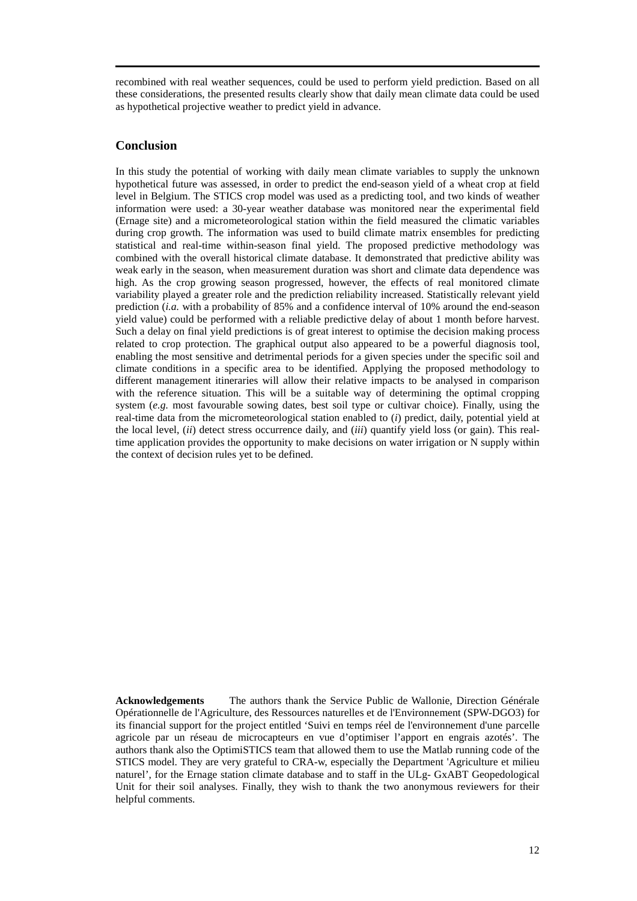recombined with real weather sequences, could be used to perform yield prediction. Based on all these considerations, the presented results clearly show that daily mean climate data could be used as hypothetical projective weather to predict yield in advance.

## Conclusion

In this study the potential of working with daily mean climate variables to supply the unknown hypothetical future was assessed, in order to predict the end-season yield of a wheat crop at field level in Belgium. The STICS crop model was used as a predicting tool, and two kinds of weather information were used: a 30-year weather database was monitored near the experimental field (Ernage site) and a micrometeorological station within the field measured the climatic variables during crop growth. The information was used to build climate matrix ensembles for predicting statistical and real-time within-season final yield. The proposed predictive methodology was combined with the overall historical climate database. It demonstrated that predictive ability was weak early in the season, when measurement duration was short and climate data dependence was high. As the crop growing season progressed, however, the effects of real monitored climate variability played a greater role and the prediction reliability increased. Statistically relevant yield prediction (*i.a.* with a probability of 85% and a confidence interval of 10% around the end-season yield value) could be performed with a reliable predictive delay of about 1 month before harvest. Such a delay on final yield predictions is of great interest to optimise the decision making process related to crop protection. The graphical output also appeared to be a powerful diagnosis tool, enabling the most sensitive and detrimental periods for a given species under the specific soil and climate conditions in a specific area to be identified. Applying the proposed methodology to different management itineraries will allow their relative impacts to be analysed in comparison with the reference situation. This will be a suitable way of determining the optimal cropping system (*e.g.* most favourable sowing dates, best soil type or cultivar choice). Finally, using the real-time data from the micrometeorological station enabled to (*i*) predict, daily, potential yield at the local level, (*ii*) detect stress occurrence daily, and (*iii*) quantify yield loss (or gain). This real-time application provides the opportunity to make decisions on water irrigation or N supply within the context of decision rules yet to be defined.

**Acknowledgements** The authors thank the Service Public de Wallonie, Direction Générale Opérationnelle de l'Agriculture, des Ressources naturelles et de l'Environnement (SPW-DGO3) for its financial support for the project entitled 'Suivi en temps réel de l'environnement d'une parcelle agricole par un réseau de microcapteurs en vue d'optimiser l'apport en engrais azotés'. The authors thank also the OptimiSTICS team that allowed them to use the Matlab running code of the STICS model. They are very grateful to CRA-w, especially the Department 'Agriculture et milieu naturel', for the Ernage station climate database and to staff in the ULg- GxABT Geopedological Unit for their soil analyses. Finally, they wish to thank the two anonymous reviewers for their helpful comments.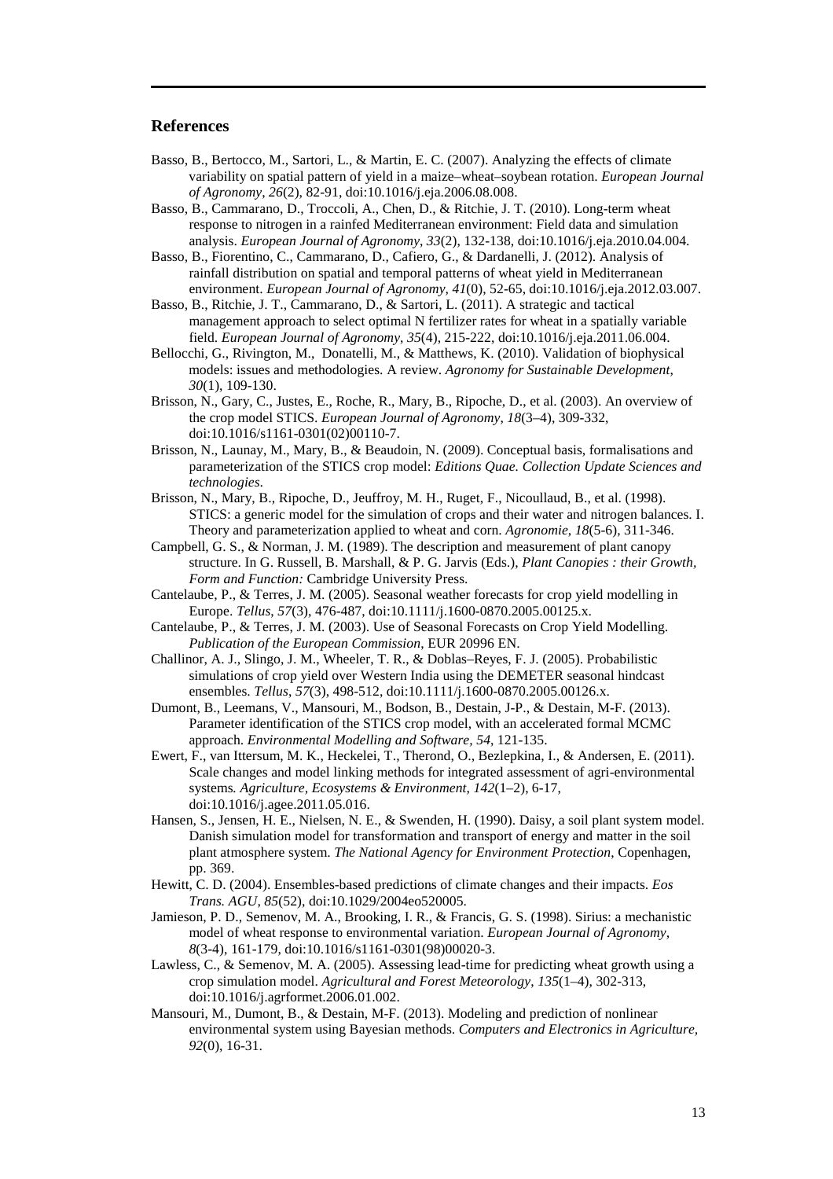## References

Basso, B., Bertocco, M., Sartori, L., & Martin, E. C. (2007). Analyzing the effects of climate variability on spatial pattern of yield in a maize–wheat–soybean rotation. *European Journal of Agronomy*, *26*(2), 82-91, doi:10.1016/j.eja.2006.08.008.

Basso, B., Cammarano, D., Troccoli, A., Chen, D., & Ritchie, J. T. (2010). Long-term wheat response to nitrogen in a rainfed Mediterranean environment: Field data and simulation analysis. *European Journal of Agronomy*, *33*(2), 132-138, doi:10.1016/j.eja.2010.04.004.

Basso, B., Fiorentino, C., Cammarano, D., Cafiero, G., & Dardanelli, J. (2012). Analysis of rainfall distribution on spatial and temporal patterns of wheat yield in Mediterranean environment. *European Journal of Agronomy*, *41*(0), 52-65, doi:10.1016/j.eja.2012.03.007.

Basso, B., Ritchie, J. T., Cammarano, D., & Sartori, L. (2011). A strategic and tactical management approach to select optimal N fertilizer rates for wheat in a spatially variable field. *European Journal of Agronomy*, *35*(4), 215-222, doi:10.1016/j.eja.2011.06.004.

Bellocchi, G., Rivington, M., Donatelli, M., & Matthews, K. (2010). Validation of biophysical models: issues and methodologies. A review. *Agronomy for Sustainable Development*, *30*(1), 109-130.

Brisson, N., Gary, C., Justes, E., Roche, R., Mary, B., Ripoche, D., et al. (2003). An overview of the crop model STICS. *European Journal of Agronomy*, *18*(3–4), 309-332, doi:10.1016/s1161-0301(02)00110-7.

Brisson, N., Launay, M., Mary, B., & Beaudoin, N. (2009). Conceptual basis, formalisations and parameterization of the STICS crop model: *Editions Quae. Collection Update Sciences and technologies*.

Brisson, N., Mary, B., Ripoche, D., Jeuffroy, M. H., Ruget, F., Nicoullaud, B., et al. (1998). STICS: a generic model for the simulation of crops and their water and nitrogen balances. I. Theory and parameterization applied to wheat and corn. *Agronomie*, *18*(5-6), 311-346.

Campbell, G. S., & Norman, J. M. (1989). The description and measurement of plant canopy structure. In G. Russell, B. Marshall, & P. G. Jarvis (Eds.), *Plant Canopies : their Growth, Form and Function:* Cambridge University Press.

Cantelaube, P., & Terres, J. M. (2005). Seasonal weather forecasts for crop yield modelling in Europe. *Tellus*, *57*(3), 476-487, doi:10.1111/j.1600-0870.2005.00125.x.

Cantelaube, P., & Terres, J. M. (2003). Use of Seasonal Forecasts on Crop Yield Modelling. *Publication of the European Commission*, EUR 20996 EN.

Challinor, A. J., Slingo, J. M., Wheeler, T. R., & Doblas–Reyes, F. J. (2005). Probabilistic simulations of crop yield over Western India using the DEMETER seasonal hindcast ensembles. *Tellus*, *57*(3), 498-512, doi:10.1111/j.1600-0870.2005.00126.x.

Dumont, B., Leemans, V., Mansouri, M., Bodson, B., Destain, J-P., & Destain, M-F. (2013). Parameter identification of the STICS crop model, with an accelerated formal MCMC approach. *Environmental Modelling and Software, 54*, 121-135.

Ewert, F., van Ittersum, M. K., Heckelei, T., Therond, O., Bezlepkina, I., & Andersen, E. (2011). Scale changes and model linking methods for integrated assessment of agri-environmental systems*. Agriculture, Ecosystems & Environment*, *142*(1–2), 6-17, doi:10.1016/j.agee.2011.05.016.

Hansen, S., Jensen, H. E., Nielsen, N. E., & Swenden, H. (1990). Daisy, a soil plant system model. Danish simulation model for transformation and transport of energy and matter in the soil plant atmosphere system. *The National Agency for Environment Protection*, Copenhagen, pp. 369.

Hewitt, C. D. (2004). Ensembles-based predictions of climate changes and their impacts. *Eos Trans. AGU*, *85*(52), doi:10.1029/2004eo520005.

Jamieson, P. D., Semenov, M. A., Brooking, I. R., & Francis, G. S. (1998). Sirius: a mechanistic model of wheat response to environmental variation. *European Journal of Agronomy*, *8*(3-4), 161-179, doi:10.1016/s1161-0301(98)00020-3.

Lawless, C., & Semenov, M. A. (2005). Assessing lead-time for predicting wheat growth using a crop simulation model. *Agricultural and Forest Meteorology*, *135*(1–4), 302-313, doi:10.1016/j.agrformet.2006.01.002.

Mansouri, M., Dumont, B., & Destain, M-F. (2013). Modeling and prediction of nonlinear environmental system using Bayesian methods. *Computers and Electronics in Agriculture*, *92*(0), 16-31.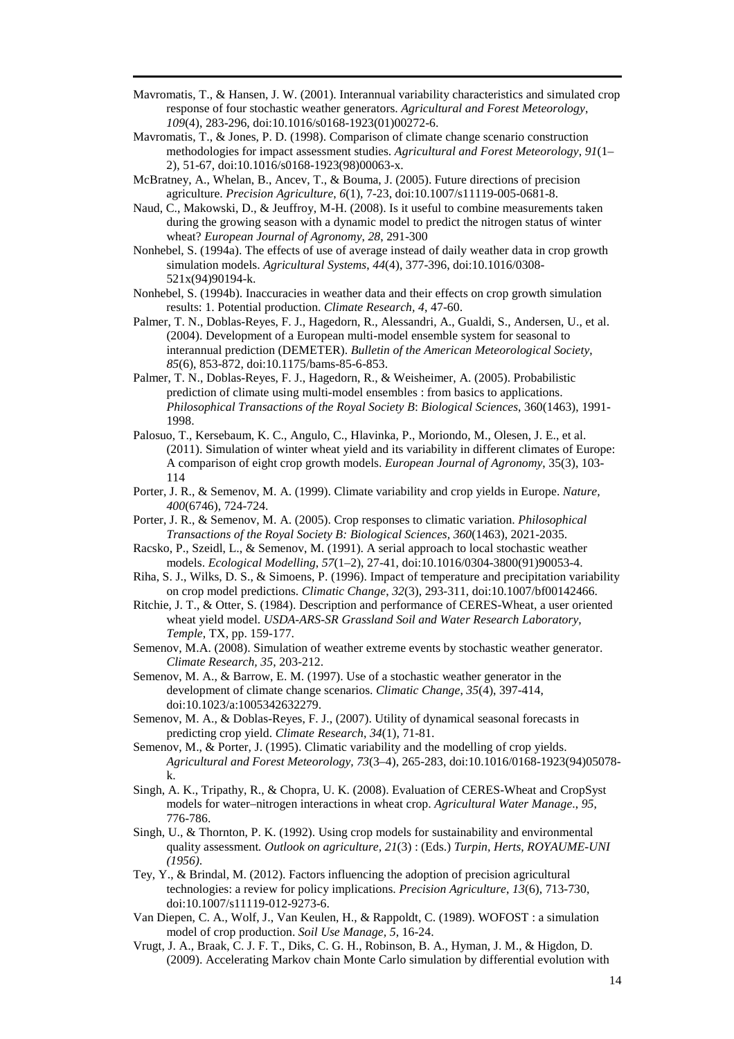Mavromatis, T., & Hansen, J. W. (2001). Interannual variability characteristics and simulated crop response of four stochastic weather generators. *Agricultural and Forest Meteorology*, *109*(4), 283-296, doi:10.1016/s0168-1923(01)00272-6.

Mavromatis, T., & Jones, P. D. (1998). Comparison of climate change scenario construction methodologies for impact assessment studies. *Agricultural and Forest Meteorology*, *91*(1–2), 51-67, doi:10.1016/s0168-1923(98)00063-x.

McBratney, A., Whelan, B., Ancev, T., & Bouma, J. (2005). Future directions of precision agriculture. *Precision Agriculture*, *6*(1), 7-23, doi:10.1007/s11119-005-0681-8.

Naud, C., Makowski, D., & Jeuffroy, M-H. (2008). Is it useful to combine measurements taken during the growing season with a dynamic model to predict the nitrogen status of winter wheat? *European Journal of Agronomy, 28*, 291-300

Nonhebel, S. (1994a). The effects of use of average instead of daily weather data in crop growth simulation models. *Agricultural Systems*, *44*(4), 377-396, doi:10.1016/0308-521x(94)90194-k.

Nonhebel, S. (1994b). Inaccuracies in weather data and their effects on crop growth simulation results: 1. Potential production. *Climate Research, 4*, 47-60.

Palmer, T. N., Doblas-Reyes, F. J., Hagedorn, R., Alessandri, A., Gualdi, S., Andersen, U., et al. (2004). Development of a European multi-model ensemble system for seasonal to interannual prediction (DEMETER). *Bulletin of the American Meteorological Society, 85*(6), 853-872, doi:10.1175/bams-85-6-853.

Palmer, T. N., Doblas-Reyes, F. J., Hagedorn, R., & Weisheimer, A. (2005). Probabilistic prediction of climate using multi-model ensembles : from basics to applications. *Philosophical Transactions of the Royal Society B*: *Biological Sciences*, 360(1463), 1991-1998.

Palosuo, T., Kersebaum, K. C., Angulo, C., Hlavinka, P., Moriondo, M., Olesen, J. E., et al. (2011). Simulation of winter wheat yield and its variability in different climates of Europe: A comparison of eight crop growth models. *European Journal of Agronomy*, 35(3), 103-114

Porter, J. R., & Semenov, M. A. (1999). Climate variability and crop yields in Europe. *Nature, 400*(6746), 724-724.

Porter, J. R., & Semenov, M. A. (2005). Crop responses to climatic variation. *Philosophical Transactions of the Royal Society B: Biological Sciences, 360*(1463), 2021-2035.

Racsko, P., Szeidl, L., & Semenov, M. (1991). A serial approach to local stochastic weather models. *Ecological Modelling*, *57*(1–2), 27-41, doi:10.1016/0304-3800(91)90053-4.

Riha, S. J., Wilks, D. S., & Simoens, P. (1996). Impact of temperature and precipitation variability on crop model predictions. *Climatic Change*, *32*(3), 293-311, doi:10.1007/bf00142466.

Ritchie, J. T., & Otter, S. (1984). Description and performance of CERES-Wheat, a user oriented wheat yield model. *USDA-ARS-SR Grassland Soil and Water Research Laboratory, Temple*, TX, pp. 159-177.

Semenov, M.A. (2008). Simulation of weather extreme events by stochastic weather generator. *Climate Research, 35*, 203-212.

Semenov, M. A., & Barrow, E. M. (1997). Use of a stochastic weather generator in the development of climate change scenarios. *Climatic Change*, *35*(4), 397-414, doi:10.1023/a:1005342632279.

Semenov, M. A., & Doblas-Reyes, F. J., (2007). Utility of dynamical seasonal forecasts in predicting crop yield. *Climate Research*, *34*(1), 71-81.

Semenov, M., & Porter, J. (1995). Climatic variability and the modelling of crop yields. *Agricultural and Forest Meteorology, 73*(3–4), 265-283, doi:10.1016/0168-1923(94)05078-k.

Singh, A. K., Tripathy, R., & Chopra, U. K. (2008). Evaluation of CERES-Wheat and CropSyst models for water–nitrogen interactions in wheat crop. *Agricultural Water Manage*., *95*, 776-786.

Singh, U., & Thornton, P. K. (1992). Using crop models for sustainability and environmental quality assessment*. Outlook on agriculture*, *21*(3) : (Eds.) *Turpin, Herts, ROYAUME-UNI (1956)*.

Tey, Y., & Brindal, M. (2012). Factors influencing the adoption of precision agricultural technologies: a review for policy implications. *Precision Agriculture*, *13*(6), 713-730, doi:10.1007/s11119-012-9273-6.

Van Diepen, C. A., Wolf, J., Van Keulen, H., & Rappoldt, C. (1989). WOFOST : a simulation model of crop production. *Soil Use Manage, 5*, 16-24.

Vrugt, J. A., Braak, C. J. F. T., Diks, C. G. H., Robinson, B. A., Hyman, J. M., & Higdon, D. (2009). Accelerating Markov chain Monte Carlo simulation by differential evolution with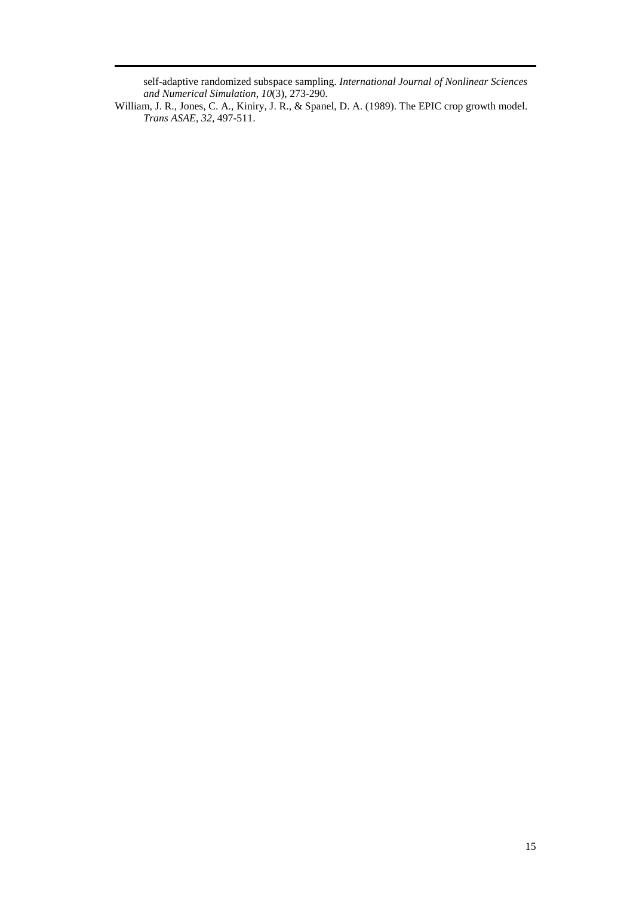self-adaptive randomized subspace sampling. *International Journal of Nonlinear Sciences and Numerical Simulation*, *10*(3), 273-290.

William, J. R., Jones, C. A., Kiniry, J. R., & Spanel, D. A. (1989). The EPIC crop growth model. *Trans ASAE*, *32*, 497-511.